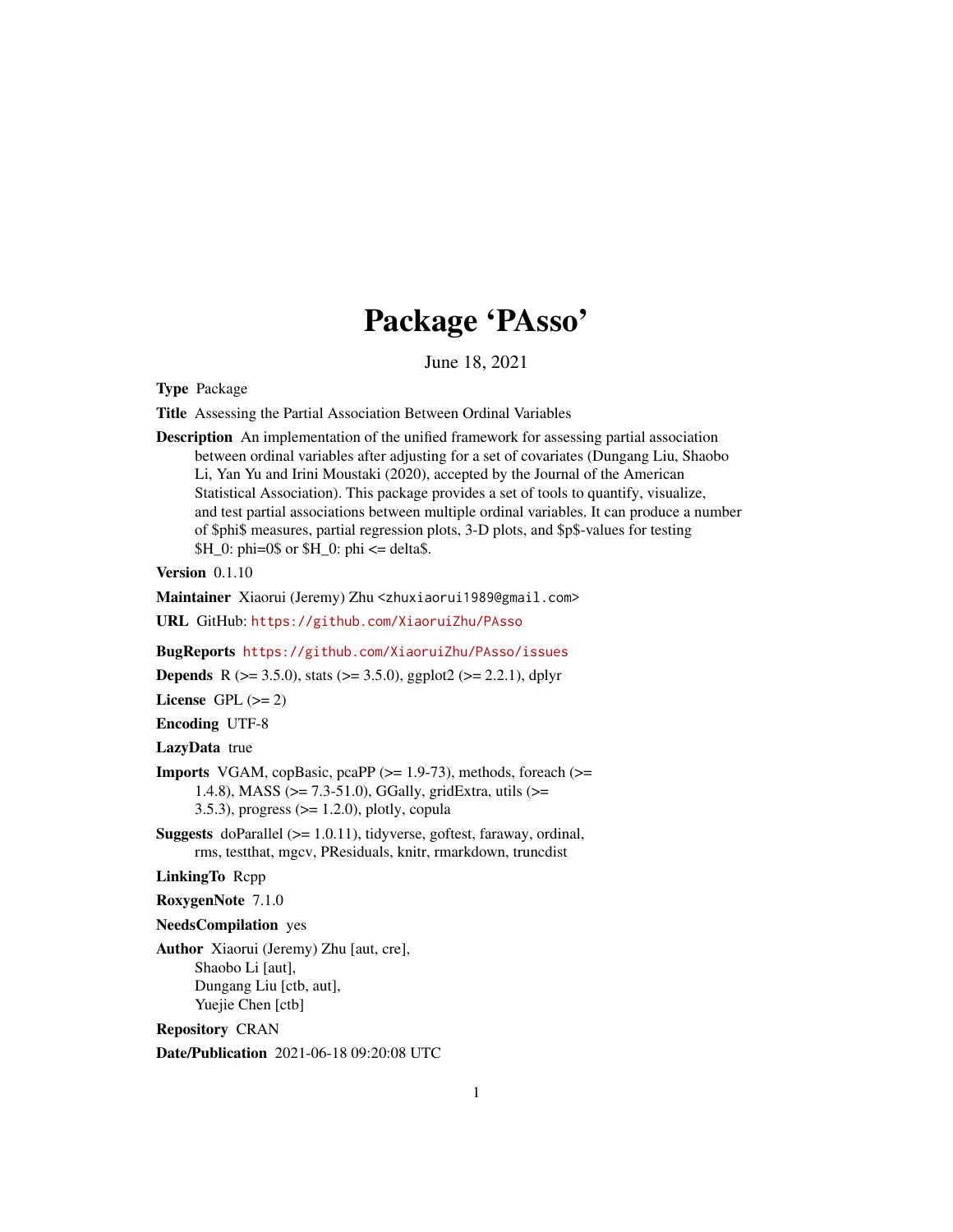# Package 'PAsso'

June 18, 2021

**Type** Package

**Title** Assessing the Partial Association Between Ordinal Variables

**Description** An implementation of the unified framework for assessing partial association between ordinal variables after adjusting for a set of covariates (Dungang Liu, Shaobo Li, Yan Yu and Irini Moustaki (2020), accepted by the Journal of the American Statistical Association). This package provides a set of tools to quantify, visualize, and test partial associations between multiple ordinal variables. It can produce a number of $phi$ measures, partial regression plots, 3-D plots, and $p$-values for testing $H_0: phi=0$ or $H_0: phi <= delta$.

**Version** 0.1.10

**Maintainer** Xiaorui (Jeremy) Zhu <zhuxiaorui1989@gmail.com>

**URL** GitHub: https://github.com/XiaoruiZhu/PAsso

**BugReports** https://github.com/XiaoruiZhu/PAsso/issues

**Depends** R (>= 3.5.0), stats (>= 3.5.0), ggplot2 (>= 2.2.1), dplyr

**License** GPL (>= 2)

**Encoding** UTF-8

**LazyData** true

**Imports** VGAM, copBasic, pcaPP (>= 1.9-73), methods, foreach (>= 1.4.8), MASS (>= 7.3-51.0), GGally, gridExtra, utils (>= 3.5.3), progress (>= 1.2.0), plotly, copula

**Suggests** doParallel (>= 1.0.11), tidyverse, goftest, faraway, ordinal, rms, testthat, mgcv, PResiduals, knitr, rmarkdown, truncdist

**LinkingTo** Rcpp

**RoxygenNote** 7.1.0

**NeedsCompilation** yes

**Author** Xiaorui (Jeremy) Zhu [aut, cre],
Shaobo Li [aut],
Dungang Liu [ctb, aut],
Yuejie Chen [ctb]

**Repository** CRAN

**Date/Publication** 2021-06-18 09:20:08 UTC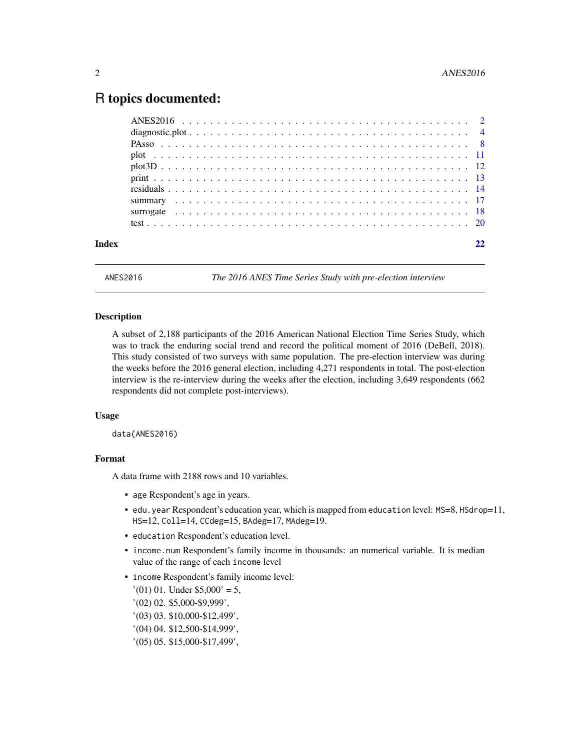# R topics documented:

ANES2016 . . . . . . . . . . . . . . . . . . . . . . . . . . . . . . . . . . . . . . . . 2
diagnostic.plot . . . . . . . . . . . . . . . . . . . . . . . . . . . . . . . . . . . . . 4
PAsso . . . . . . . . . . . . . . . . . . . . . . . . . . . . . . . . . . . . . . . . . . 8
plot . . . . . . . . . . . . . . . . . . . . . . . . . . . . . . . . . . . . . . . . . . . 11
plot3D . . . . . . . . . . . . . . . . . . . . . . . . . . . . . . . . . . . . . . . . . . 12
print . . . . . . . . . . . . . . . . . . . . . . . . . . . . . . . . . . . . . . . . . . . 13
residuals . . . . . . . . . . . . . . . . . . . . . . . . . . . . . . . . . . . . . . . . . 14
summary . . . . . . . . . . . . . . . . . . . . . . . . . . . . . . . . . . . . . . . . . 17
surrogate . . . . . . . . . . . . . . . . . . . . . . . . . . . . . . . . . . . . . . . . . 18
test . . . . . . . . . . . . . . . . . . . . . . . . . . . . . . . . . . . . . . . . . . . . 20

**Index** **22**

---

ANES2016 — *The 2016 ANES Time Series Study with pre-election interview*

---

### Description

A subset of 2,188 participants of the 2016 American National Election Time Series Study, which was to track the enduring social trend and record the political moment of 2016 (DeBell, 2018). This study consisted of two surveys with same population. The pre-election interview was during the weeks before the 2016 general election, including 4,271 respondents in total. The post-election interview is the re-interview during the weeks after the election, including 3,649 respondents (662 respondents did not complete post-interviews).

### Usage

```
data(ANES2016)
```

### Format

A data frame with 2188 rows and 10 variables.

- `age` Respondent's age in years.
- `edu.year` Respondent's education year, which is mapped from `education` level: `MS`=8, `HSdrop`=11, `HS`=12, `Coll`=14, `CCdeg`=15, `BAdeg`=17, `MAdeg`=19.
- `education` Respondent's education level.
- `income.num` Respondent's family income in thousands: an numerical variable. It is median value of the range of each `income` level
- `income` Respondent's family income level:
  '(01) 01. Under $5,000' = 5,
  '(02) 02. $5,000-$9,999',
  '(03) 03. $10,000-$12,499',
  '(04) 04. $12,500-$14,999',
  '(05) 05. $15,000-$17,499',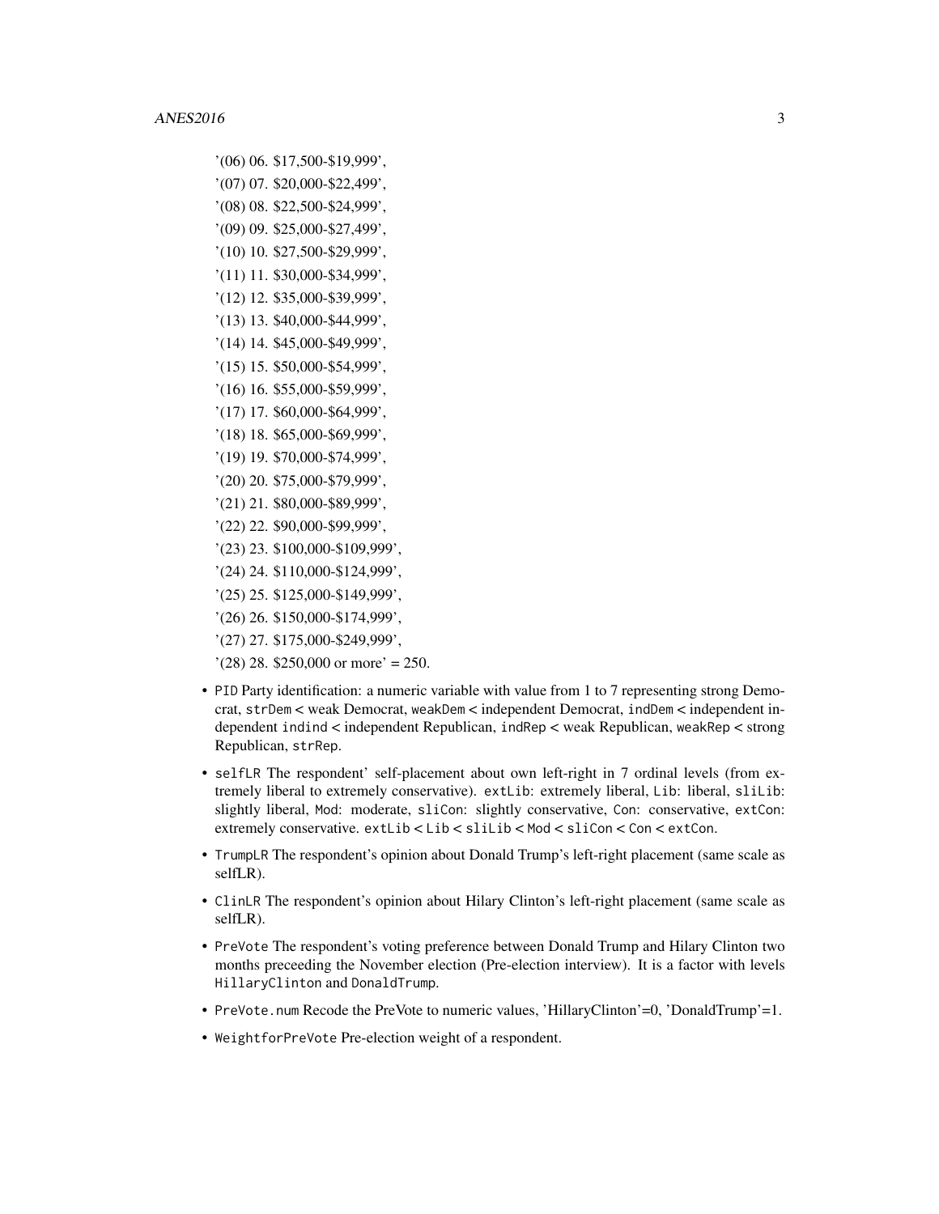'(06) 06. $17,500-$19,999',
'(07) 07. $20,000-$22,499',
'(08) 08. $22,500-$24,999',
'(09) 09. $25,000-$27,499',
'(10) 10. $27,500-$29,999',
'(11) 11. $30,000-$34,999',
'(12) 12. $35,000-$39,999',
'(13) 13. $40,000-$44,999',
'(14) 14. $45,000-$49,999',
'(15) 15. $50,000-$54,999',
'(16) 16. $55,000-$59,999',
'(17) 17. $60,000-$64,999',
'(18) 18. $65,000-$69,999',
'(19) 19. $70,000-$74,999',
'(20) 20. $75,000-$79,999',
'(21) 21. $80,000-$89,999',
'(22) 22. $90,000-$99,999',
'(23) 23. $100,000-$109,999',
'(24) 24. $110,000-$124,999',
'(25) 25. $125,000-$149,999',
'(26) 26. $150,000-$174,999',
'(27) 27. $175,000-$249,999',
'(28) 28. $250,000 or more' = 250.

- `PID` Party identification: a numeric variable with value from 1 to 7 representing strong Democrat, `strDem` < weak Democrat, `weakDem` < independent Democrat, `indDem` < independent independent `indind` < independent Republican, `indRep` < weak Republican, `weakRep` < strong Republican, `strRep`.
- `selfLR` The respondent' self-placement about own left-right in 7 ordinal levels (from extremely liberal to extremely conservative). `extLib`: extremely liberal, `Lib`: liberal, `sliLib`: slightly liberal, `Mod`: moderate, `sliCon`: slightly conservative, `Con`: conservative, `extCon`: extremely conservative. `extLib` < `Lib` < `sliLib` < `Mod` < `sliCon` < `Con` < `extCon`.
- `TrumpLR` The respondent's opinion about Donald Trump's left-right placement (same scale as selfLR).
- `ClinLR` The respondent's opinion about Hilary Clinton's left-right placement (same scale as selfLR).
- `PreVote` The respondent's voting preference between Donald Trump and Hilary Clinton two months preceeding the November election (Pre-election interview). It is a factor with levels `HillaryClinton` and `DonaldTrump`.
- `PreVote.num` Recode the PreVote to numeric values, 'HillaryClinton'=0, 'DonaldTrump'=1.
- `WeightforPreVote` Pre-election weight of a respondent.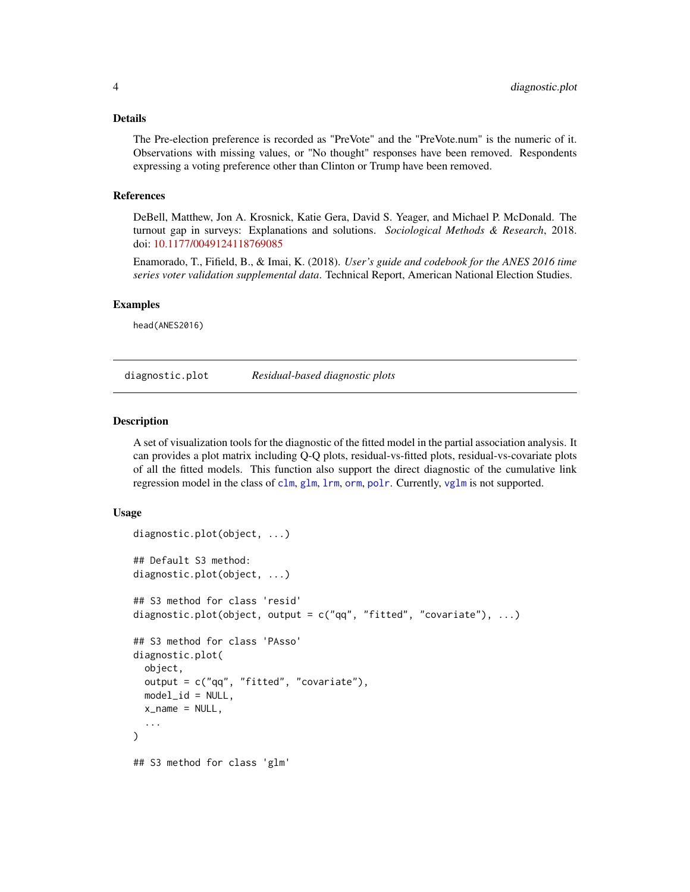### Details

The Pre-election preference is recorded as "PreVote" and the "PreVote.num" is the numeric of it. Observations with missing values, or "No thought" responses have been removed. Respondents expressing a voting preference other than Clinton or Trump have been removed.

### References

DeBell, Matthew, Jon A. Krosnick, Katie Gera, David S. Yeager, and Michael P. McDonald. The turnout gap in surveys: Explanations and solutions. *Sociological Methods & Research*, 2018. doi: 10.1177/0049124118769085

Enamorado, T., Fifield, B., & Imai, K. (2018). *User's guide and codebook for the ANES 2016 time series voter validation supplemental data*. Technical Report, American National Election Studies.

### Examples

```
head(ANES2016)
```

---

## diagnostic.plot — *Residual-based diagnostic plots*

### Description

A set of visualization tools for the diagnostic of the fitted model in the partial association analysis. It can provides a plot matrix including Q-Q plots, residual-vs-fitted plots, residual-vs-covariate plots of all the fitted models. This function also support the direct diagnostic of the cumulative link regression model in the class of `clm`, `glm`, `lrm`, `orm`, `polr`. Currently, `vglm` is not supported.

### Usage

```
diagnostic.plot(object, ...)

## Default S3 method:
diagnostic.plot(object, ...)

## S3 method for class 'resid'
diagnostic.plot(object, output = c("qq", "fitted", "covariate"), ...)

## S3 method for class 'PAsso'
diagnostic.plot(
  object,
  output = c("qq", "fitted", "covariate"),
  model_id = NULL,
  x_name = NULL,
  ...
)

## S3 method for class 'glm'
```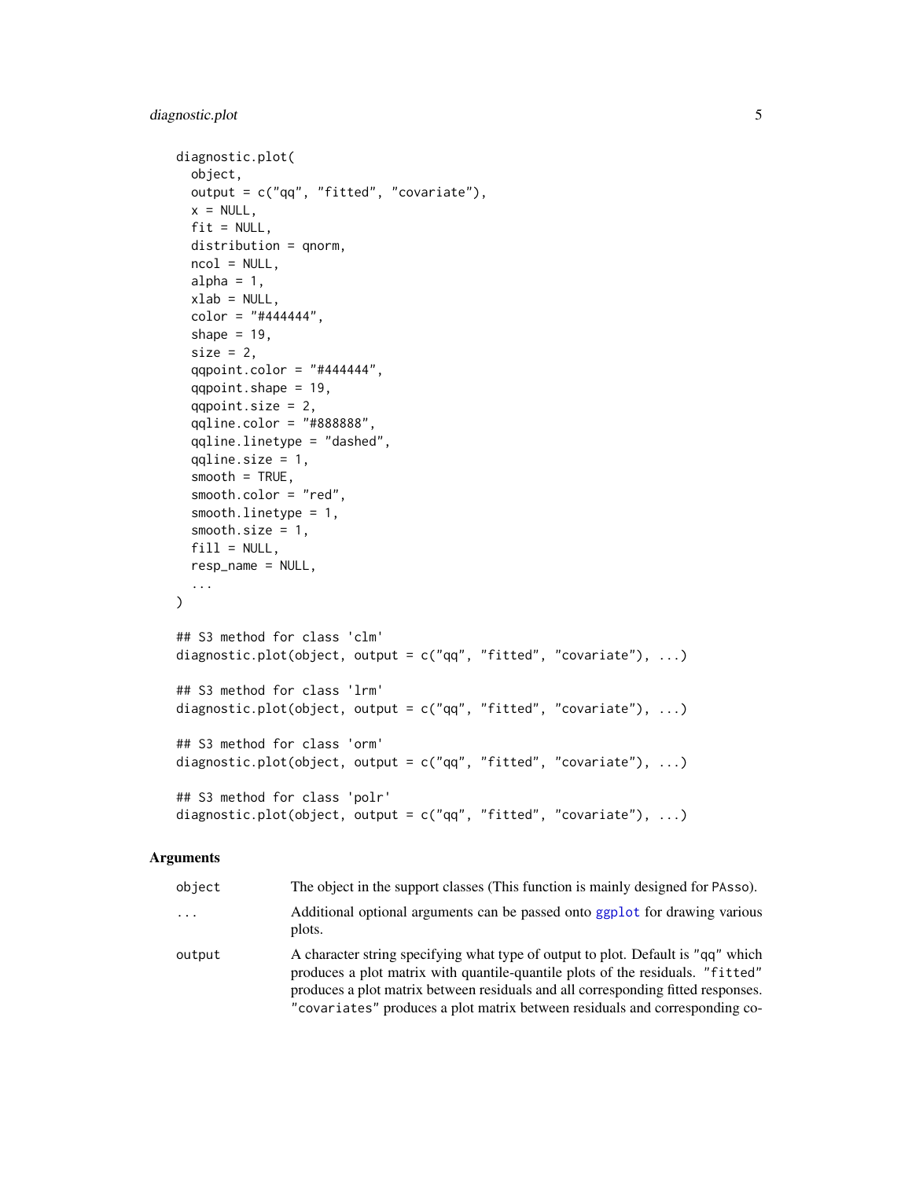```
diagnostic.plot(
  object,
  output = c("qq", "fitted", "covariate"),
  x = NULL,
  fit = NULL,
  distribution = qnorm,
  ncol = NULL,
  alpha = 1,
  xlab = NULL,
  color = "#444444",
  shape = 19,
  size = 2,
  qqpoint.color = "#444444",
  qqpoint.shape = 19,
  qqpoint.size = 2,
  qqline.color = "#888888",
  qqline.linetype = "dashed",
  qqline.size = 1,
  smooth = TRUE,
  smooth.color = "red",
  smooth.linetype = 1,
  smooth.size = 1,
  fill = NULL,
  resp_name = NULL,
  ...
)

## S3 method for class 'clm'
diagnostic.plot(object, output = c("qq", "fitted", "covariate"), ...)

## S3 method for class 'lrm'
diagnostic.plot(object, output = c("qq", "fitted", "covariate"), ...)

## S3 method for class 'orm'
diagnostic.plot(object, output = c("qq", "fitted", "covariate"), ...)

## S3 method for class 'polr'
diagnostic.plot(object, output = c("qq", "fitted", "covariate"), ...)
```

## Arguments

| | |
|---|---|
| `object` | The object in the support classes (This function is mainly designed for `PAsso`). |
| `...` | Additional optional arguments can be passed onto `ggplot` for drawing various plots. |
| `output` | A character string specifying what type of output to plot. Default is `"qq"` which produces a plot matrix with quantile-quantile plots of the residuals. `"fitted"` produces a plot matrix between residuals and all corresponding fitted responses. `"covariates"` produces a plot matrix between residuals and corresponding co- |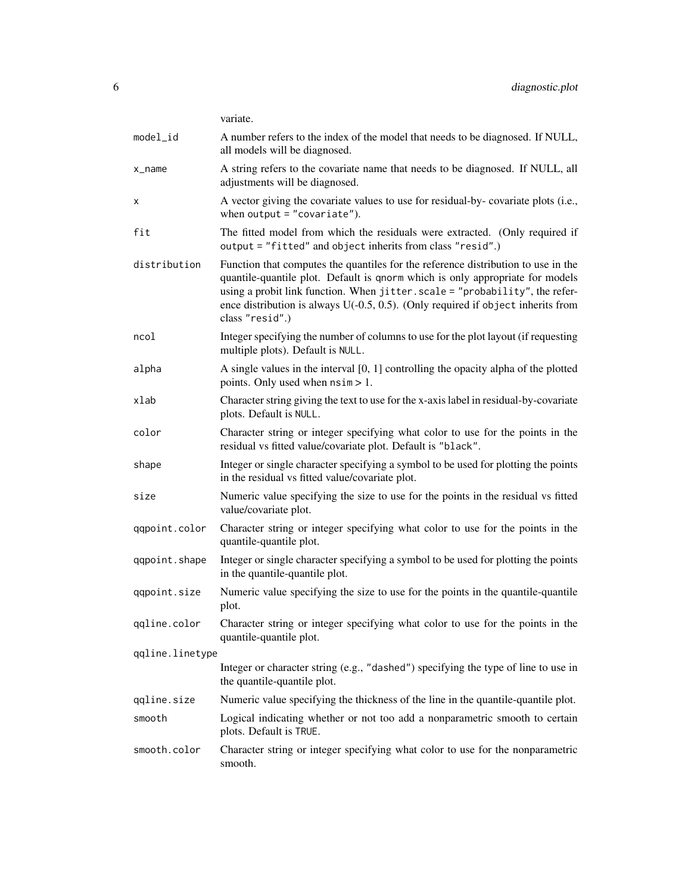variate.

| | |
|---|---|
| `model_id` | A number refers to the index of the model that needs to be diagnosed. If NULL, all models will be diagnosed. |
| `x_name` | A string refers to the covariate name that needs to be diagnosed. If NULL, all adjustments will be diagnosed. |
| `x` | A vector giving the covariate values to use for residual-by- covariate plots (i.e., when `output = "covariate"`). |
| `fit` | The fitted model from which the residuals were extracted. (Only required if `output = "fitted"` and `object` inherits from class `"resid"`.) |
| `distribution` | Function that computes the quantiles for the reference distribution to use in the quantile-quantile plot. Default is `qnorm` which is only appropriate for models using a probit link function. When `jitter.scale = "probability"`, the reference distribution is always U(-0.5, 0.5). (Only required if `object` inherits from class `"resid"`.) |
| `ncol` | Integer specifying the number of columns to use for the plot layout (if requesting multiple plots). Default is `NULL`. |
| `alpha` | A single values in the interval [0, 1] controlling the opacity alpha of the plotted points. Only used when `nsim` > 1. |
| `xlab` | Character string giving the text to use for the x-axis label in residual-by-covariate plots. Default is `NULL`. |
| `color` | Character string or integer specifying what color to use for the points in the residual vs fitted value/covariate plot. Default is `"black"`. |
| `shape` | Integer or single character specifying a symbol to be used for plotting the points in the residual vs fitted value/covariate plot. |
| `size` | Numeric value specifying the size to use for the points in the residual vs fitted value/covariate plot. |
| `qqpoint.color` | Character string or integer specifying what color to use for the points in the quantile-quantile plot. |
| `qqpoint.shape` | Integer or single character specifying a symbol to be used for plotting the points in the quantile-quantile plot. |
| `qqpoint.size` | Numeric value specifying the size to use for the points in the quantile-quantile plot. |
| `qqline.color` | Character string or integer specifying what color to use for the points in the quantile-quantile plot. |
| `qqline.linetype` | Integer or character string (e.g., `"dashed"`) specifying the type of line to use in the quantile-quantile plot. |
| `qqline.size` | Numeric value specifying the thickness of the line in the quantile-quantile plot. |
| `smooth` | Logical indicating whether or not too add a nonparametric smooth to certain plots. Default is `TRUE`. |
| `smooth.color` | Character string or integer specifying what color to use for the nonparametric smooth. |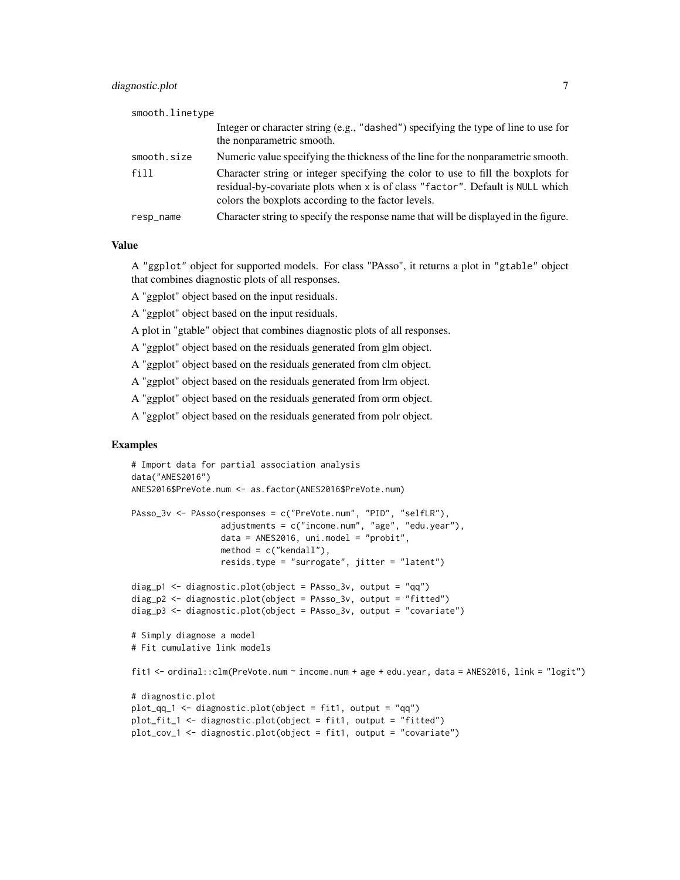smooth.linetype
: Integer or character string (e.g., "dashed") specifying the type of line to use for the nonparametric smooth.

smooth.size
: Numeric value specifying the thickness of the line for the nonparametric smooth.

fill
: Character string or integer specifying the color to use to fill the boxplots for residual-by-covariate plots when x is of class "factor". Default is NULL which colors the boxplots according to the factor levels.

resp_name
: Character string to specify the response name that will be displayed in the figure.

## Value

A "ggplot" object for supported models. For class "PAsso", it returns a plot in "gtable" object that combines diagnostic plots of all responses.

A "ggplot" object based on the input residuals.

A "ggplot" object based on the input residuals.

A plot in "gtable" object that combines diagnostic plots of all responses.

A "ggplot" object based on the residuals generated from glm object.

A "ggplot" object based on the residuals generated from clm object.

A "ggplot" object based on the residuals generated from lrm object.

A "ggplot" object based on the residuals generated from orm object.

A "ggplot" object based on the residuals generated from polr object.

## Examples

```
# Import data for partial association analysis
data("ANES2016")
ANES2016$PreVote.num <- as.factor(ANES2016$PreVote.num)

PAsso_3v <- PAsso(responses = c("PreVote.num", "PID", "selfLR"),
                  adjustments = c("income.num", "age", "edu.year"),
                  data = ANES2016, uni.model = "probit",
                  method = c("kendall"),
                  resids.type = "surrogate", jitter = "latent")

diag_p1 <- diagnostic.plot(object = PAsso_3v, output = "qq")
diag_p2 <- diagnostic.plot(object = PAsso_3v, output = "fitted")
diag_p3 <- diagnostic.plot(object = PAsso_3v, output = "covariate")

# Simply diagnose a model
# Fit cumulative link models

fit1 <- ordinal::clm(PreVote.num ~ income.num + age + edu.year, data = ANES2016, link = "logit")

# diagnostic.plot
plot_qq_1 <- diagnostic.plot(object = fit1, output = "qq")
plot_fit_1 <- diagnostic.plot(object = fit1, output = "fitted")
plot_cov_1 <- diagnostic.plot(object = fit1, output = "covariate")
```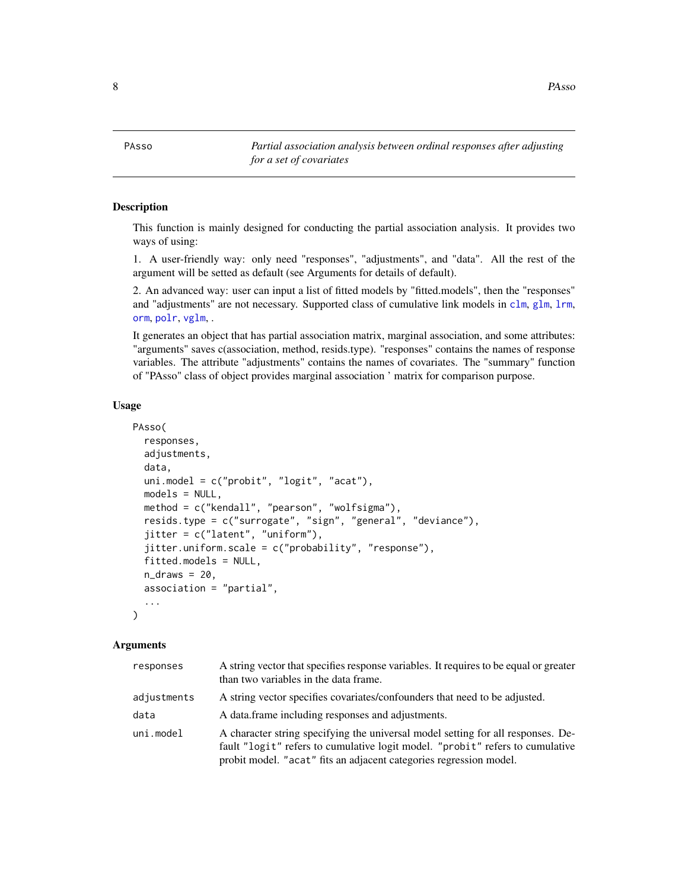PAsso — *Partial association analysis between ordinal responses after adjusting for a set of covariates*

## Description

This function is mainly designed for conducting the partial association analysis. It provides two ways of using:

1. A user-friendly way: only need "responses", "adjustments", and "data". All the rest of the argument will be setted as default (see Arguments for details of default).

2. An advanced way: user can input a list of fitted models by "fitted.models", then the "responses" and "adjustments" are not necessary. Supported class of cumulative link models in clm, glm, lrm, orm, polr, vglm, .

It generates an object that has partial association matrix, marginal association, and some attributes: "arguments" saves c(association, method, resids.type). "responses" contains the names of response variables. The attribute "adjustments" contains the names of covariates. The "summary" function of "PAsso" class of object provides marginal association ' matrix for comparison purpose.

## Usage

```
PAsso(
  responses,
  adjustments,
  data,
  uni.model = c("probit", "logit", "acat"),
  models = NULL,
  method = c("kendall", "pearson", "wolfsigma"),
  resids.type = c("surrogate", "sign", "general", "deviance"),
  jitter = c("latent", "uniform"),
  jitter.uniform.scale = c("probability", "response"),
  fitted.models = NULL,
  n_draws = 20,
  association = "partial",
  ...
)
```

## Arguments

| | |
|---|---|
| responses | A string vector that specifies response variables. It requires to be equal or greater than two variables in the data frame. |
| adjustments | A string vector specifies covariates/confounders that need to be adjusted. |
| data | A data.frame including responses and adjustments. |
| uni.model | A character string specifying the universal model setting for all responses. Default "logit" refers to cumulative logit model. "probit" refers to cumulative probit model. "acat" fits an adjacent categories regression model. |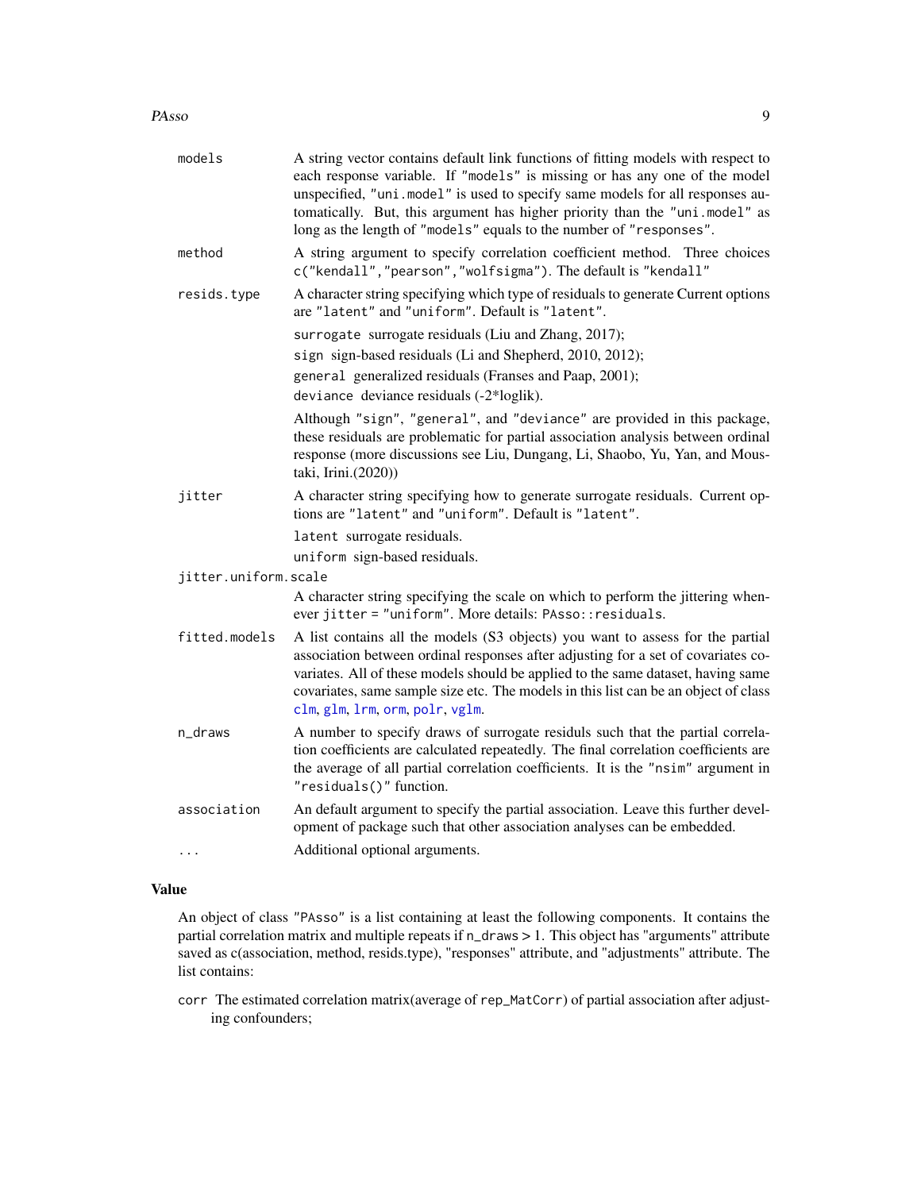`models` A string vector contains default link functions of fitting models with respect to each response variable. If "models" is missing or has any one of the model unspecified, "uni.model" is used to specify same models for all responses automatically. But, this argument has higher priority than the "uni.model" as long as the length of "models" equals to the number of "responses".

`method` A string argument to specify correlation coefficient method. Three choices `c("kendall","pearson","wolfsigma")`. The default is "kendall"

`resids.type` A character string specifying which type of residuals to generate Current options are "latent" and "uniform". Default is "latent".

- `surrogate` surrogate residuals (Liu and Zhang, 2017);
- `sign` sign-based residuals (Li and Shepherd, 2010, 2012);
- `general` generalized residuals (Franses and Paap, 2001);
- `deviance` deviance residuals (-2*loglik).

Although "sign", "general", and "deviance" are provided in this package, these residuals are problematic for partial association analysis between ordinal response (more discussions see Liu, Dungang, Li, Shaobo, Yu, Yan, and Moustaki, Irini.(2020))

`jitter` A character string specifying how to generate surrogate residuals. Current options are "latent" and "uniform". Default is "latent".

- `latent` surrogate residuals.
- `uniform` sign-based residuals.

`jitter.uniform.scale` A character string specifying the scale on which to perform the jittering whenever `jitter = "uniform"`. More details: `PAsso::residuals`.

`fitted.models` A list contains all the models (S3 objects) you want to assess for the partial association between ordinal responses after adjusting for a set of covariates covariates. All of these models should be applied to the same dataset, having same covariates, same sample size etc. The models in this list can be an object of class `clm`, `glm`, `lrm`, `orm`, `polr`, `vglm`.

`n_draws` A number to specify draws of surrogate residuls such that the partial correlation coefficients are calculated repeatedly. The final correlation coefficients are the average of all partial correlation coefficients. It is the "nsim" argument in "residuals()" function.

`association` An default argument to specify the partial association. Leave this further development of package such that other association analyses can be embedded.

`...` Additional optional arguments.

## Value

An object of class "PAsso" is a list containing at least the following components. It contains the partial correlation matrix and multiple repeats if `n_draws` > 1. This object has "arguments" attribute saved as c(association, method, resids.type), "responses" attribute, and "adjustments" attribute. The list contains:

`corr` The estimated correlation matrix(average of `rep_MatCorr`) of partial association after adjusting confounders;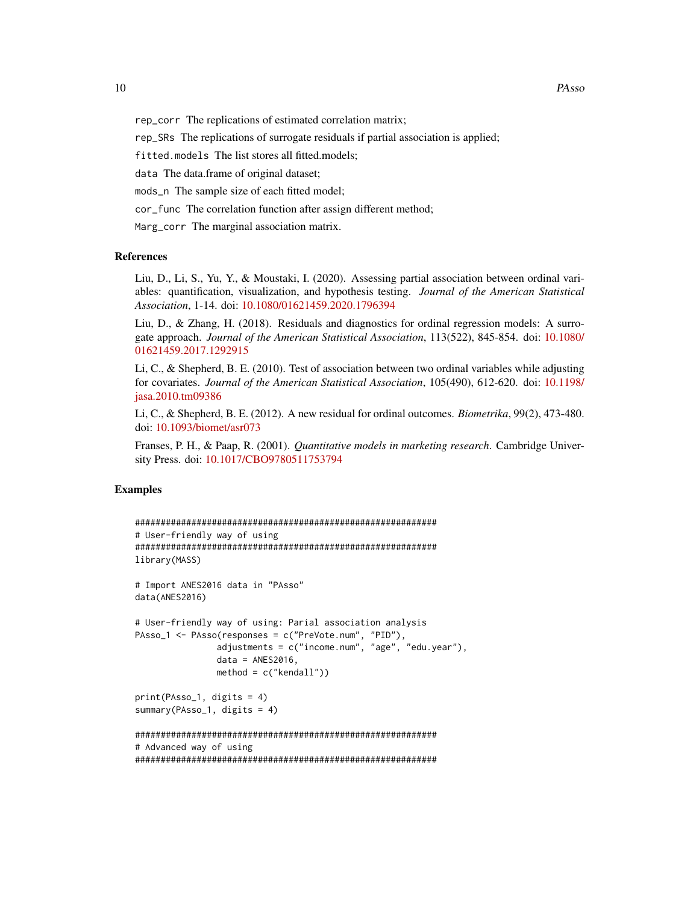`rep_corr` The replications of estimated correlation matrix;

`rep_SRs` The replications of surrogate residuals if partial association is applied;

`fitted.models` The list stores all fitted.models;

`data` The data.frame of original dataset;

`mods_n` The sample size of each fitted model;

`cor_func` The correlation function after assign different method;

`Marg_corr` The marginal association matrix.

### References

Liu, D., Li, S., Yu, Y., & Moustaki, I. (2020). Assessing partial association between ordinal variables: quantification, visualization, and hypothesis testing. *Journal of the American Statistical Association*, 1-14. doi: 10.1080/01621459.2020.1796394

Liu, D., & Zhang, H. (2018). Residuals and diagnostics for ordinal regression models: A surrogate approach. *Journal of the American Statistical Association*, 113(522), 845-854. doi: 10.1080/01621459.2017.1292915

Li, C., & Shepherd, B. E. (2010). Test of association between two ordinal variables while adjusting for covariates. *Journal of the American Statistical Association*, 105(490), 612-620. doi: 10.1198/jasa.2010.tm09386

Li, C., & Shepherd, B. E. (2012). A new residual for ordinal outcomes. *Biometrika*, 99(2), 473-480. doi: 10.1093/biomet/asr073

Franses, P. H., & Paap, R. (2001). *Quantitative models in marketing research*. Cambridge University Press. doi: 10.1017/CBO9780511753794

### Examples

```
###########################################################
# User-friendly way of using
###########################################################
library(MASS)

# Import ANES2016 data in "PAsso"
data(ANES2016)

# User-friendly way of using: Parial association analysis
PAsso_1 <- PAsso(responses = c("PreVote.num", "PID"),
                adjustments = c("income.num", "age", "edu.year"),
                data = ANES2016,
                method = c("kendall"))

print(PAsso_1, digits = 4)
summary(PAsso_1, digits = 4)

###########################################################
# Advanced way of using
###########################################################
```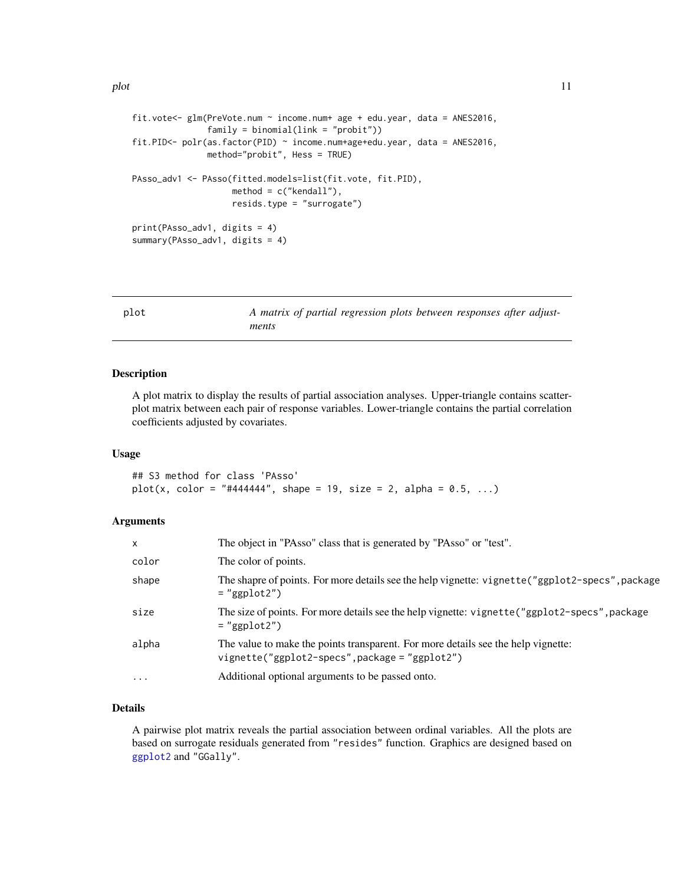```
fit.vote<- glm(PreVote.num ~ income.num+ age + edu.year, data = ANES2016,
               family = binomial(link = "probit"))
fit.PID<- polr(as.factor(PID) ~ income.num+age+edu.year, data = ANES2016,
               method="probit", Hess = TRUE)

PAsso_adv1 <- PAsso(fitted.models=list(fit.vote, fit.PID),
                    method = c("kendall"),
                    resids.type = "surrogate")

print(PAsso_adv1, digits = 4)
summary(PAsso_adv1, digits = 4)
```

## plot — *A matrix of partial regression plots between responses after adjustments*

### Description

A plot matrix to display the results of partial association analyses. Upper-triangle contains scatter-plot matrix between each pair of response variables. Lower-triangle contains the partial correlation coefficients adjusted by covariates.

### Usage

```
## S3 method for class 'PAsso'
plot(x, color = "#444444", shape = 19, size = 2, alpha = 0.5, ...)
```

### Arguments

| | |
|---|---|
| `x` | The object in "PAsso" class that is generated by "PAsso" or "test". |
| `color` | The color of points. |
| `shape` | The shapre of points. For more details see the help vignette: `vignette("ggplot2-specs",package = "ggplot2")` |
| `size` | The size of points. For more details see the help vignette: `vignette("ggplot2-specs",package = "ggplot2")` |
| `alpha` | The value to make the points transparent. For more details see the help vignette: `vignette("ggplot2-specs",package = "ggplot2")` |
| `...` | Additional optional arguments to be passed onto. |

### Details

A pairwise plot matrix reveals the partial association between ordinal variables. All the plots are based on surrogate residuals generated from `"resides"` function. Graphics are designed based on `ggplot2` and `"GGally"`.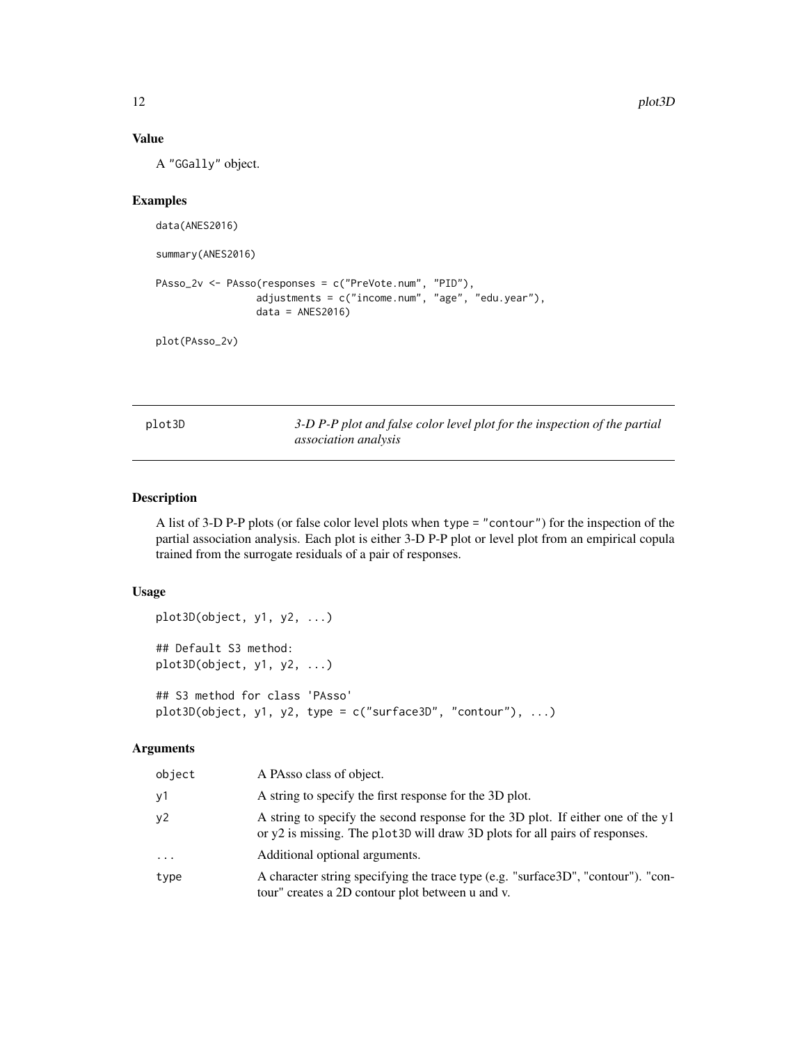### Value

A "GGally" object.

### Examples

```
data(ANES2016)

summary(ANES2016)

PAsso_2v <- PAsso(responses = c("PreVote.num", "PID"),
                 adjustments = c("income.num", "age", "edu.year"),
                 data = ANES2016)

plot(PAsso_2v)
```

---

## plot3D — *3-D P-P plot and false color level plot for the inspection of the partial association analysis*

### Description

A list of 3-D P-P plots (or false color level plots when type = "contour") for the inspection of the partial association analysis. Each plot is either 3-D P-P plot or level plot from an empirical copula trained from the surrogate residuals of a pair of responses.

### Usage

```
plot3D(object, y1, y2, ...)

## Default S3 method:
plot3D(object, y1, y2, ...)

## S3 method for class 'PAsso'
plot3D(object, y1, y2, type = c("surface3D", "contour"), ...)
```

### Arguments

| | |
|---|---|
| object | A PAsso class of object. |
| y1 | A string to specify the first response for the 3D plot. |
| y2 | A string to specify the second response for the 3D plot. If either one of the y1 or y2 is missing. The plot3D will draw 3D plots for all pairs of responses. |
| ... | Additional optional arguments. |
| type | A character string specifying the trace type (e.g. "surface3D", "contour"). "contour" creates a 2D contour plot between u and v. |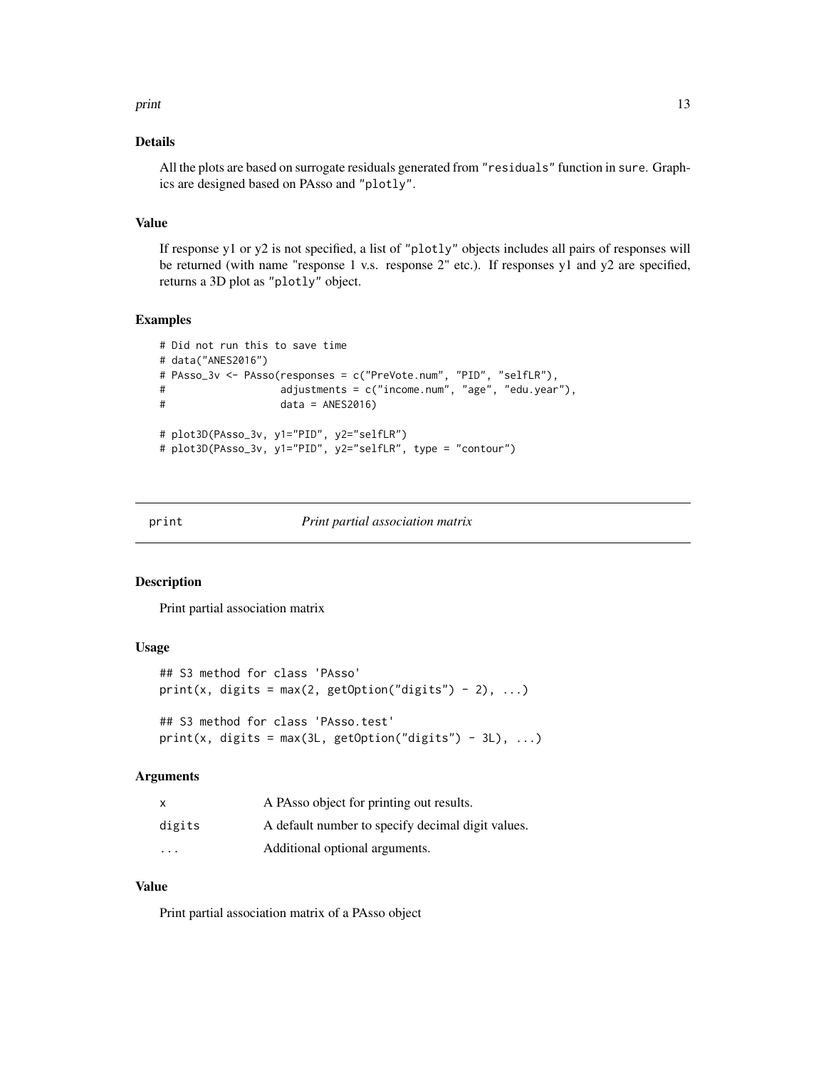### Details

All the plots are based on surrogate residuals generated from "residuals" function in sure. Graphics are designed based on PAsso and "plotly".

### Value

If response y1 or y2 is not specified, a list of "plotly" objects includes all pairs of responses will be returned (with name "response 1 v.s. response 2" etc.). If responses y1 and y2 are specified, returns a 3D plot as "plotly" object.

### Examples

```
# Did not run this to save time
# data("ANES2016")
# PAsso_3v <- PAsso(responses = c("PreVote.num", "PID", "selfLR"),
#                   adjustments = c("income.num", "age", "edu.year"),
#                   data = ANES2016)

# plot3D(PAsso_3v, y1="PID", y2="selfLR")
# plot3D(PAsso_3v, y1="PID", y2="selfLR", type = "contour")
```

---

## print — *Print partial association matrix*

### Description

Print partial association matrix

### Usage

```
## S3 method for class 'PAsso'
print(x, digits = max(2, getOption("digits") - 2), ...)

## S3 method for class 'PAsso.test'
print(x, digits = max(3L, getOption("digits") - 3L), ...)
```

### Arguments

| | |
|---|---|
| x | A PAsso object for printing out results. |
| digits | A default number to specify decimal digit values. |
| ... | Additional optional arguments. |

### Value

Print partial association matrix of a PAsso object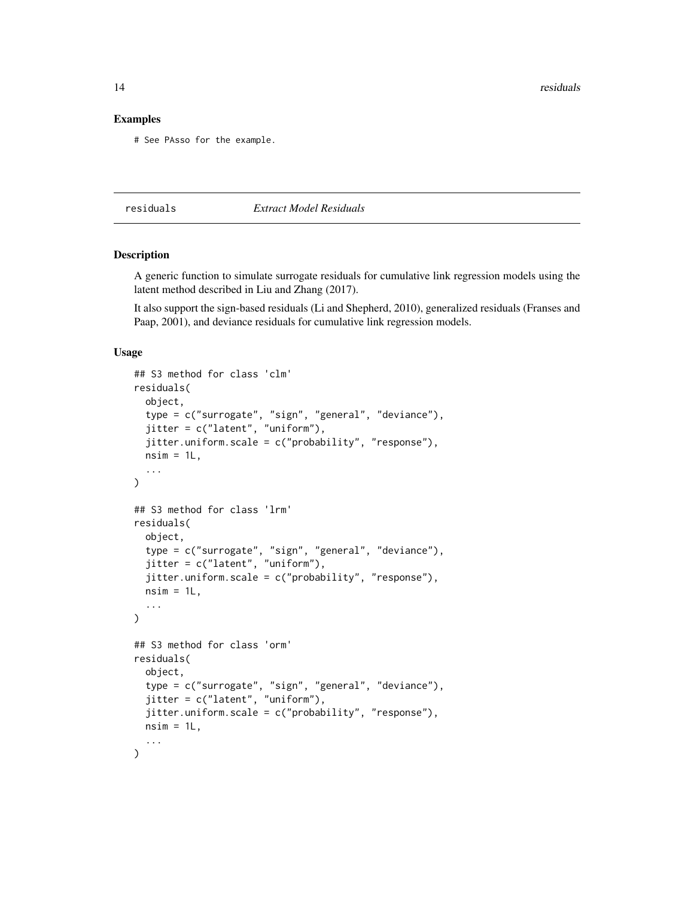### Examples

```
# See PAsso for the example.
```

---

## residuals — *Extract Model Residuals*

---

### Description

A generic function to simulate surrogate residuals for cumulative link regression models using the latent method described in Liu and Zhang (2017).

It also support the sign-based residuals (Li and Shepherd, 2010), generalized residuals (Franses and Paap, 2001), and deviance residuals for cumulative link regression models.

### Usage

```
## S3 method for class 'clm'
residuals(
  object,
  type = c("surrogate", "sign", "general", "deviance"),
  jitter = c("latent", "uniform"),
  jitter.uniform.scale = c("probability", "response"),
  nsim = 1L,
  ...
)

## S3 method for class 'lrm'
residuals(
  object,
  type = c("surrogate", "sign", "general", "deviance"),
  jitter = c("latent", "uniform"),
  jitter.uniform.scale = c("probability", "response"),
  nsim = 1L,
  ...
)

## S3 method for class 'orm'
residuals(
  object,
  type = c("surrogate", "sign", "general", "deviance"),
  jitter = c("latent", "uniform"),
  jitter.uniform.scale = c("probability", "response"),
  nsim = 1L,
  ...
)
```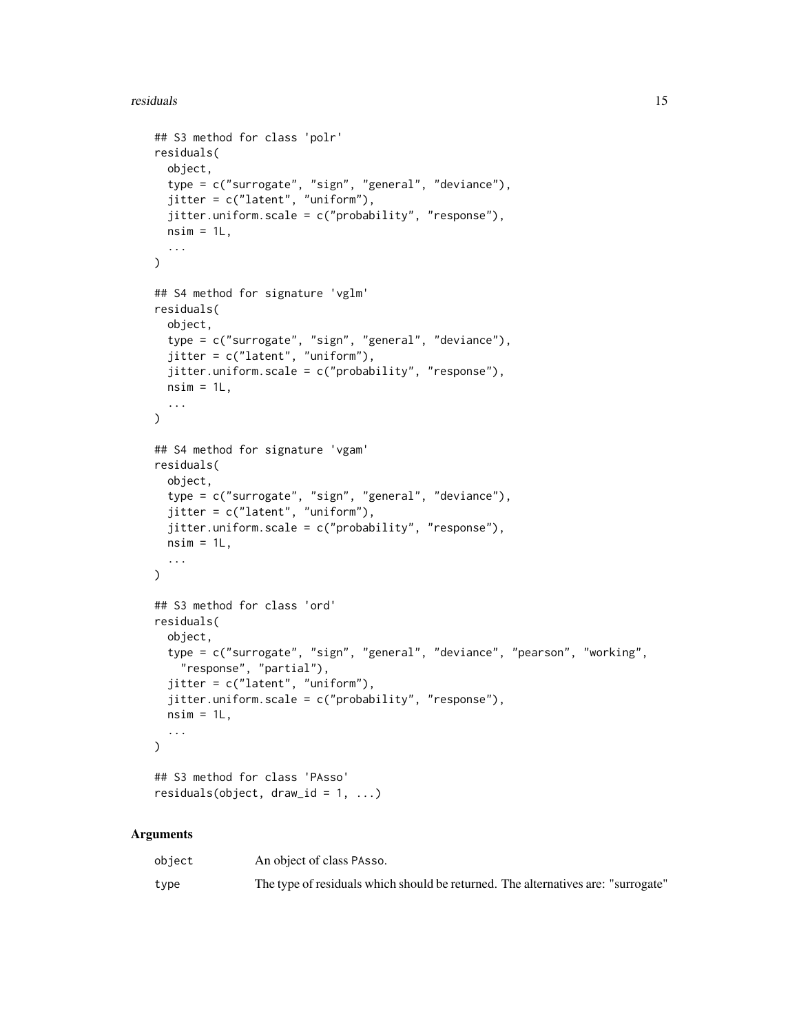```
## S3 method for class 'polr'
residuals(
  object,
  type = c("surrogate", "sign", "general", "deviance"),
  jitter = c("latent", "uniform"),
  jitter.uniform.scale = c("probability", "response"),
  nsim = 1L,
  ...
)

## S4 method for signature 'vglm'
residuals(
  object,
  type = c("surrogate", "sign", "general", "deviance"),
  jitter = c("latent", "uniform"),
  jitter.uniform.scale = c("probability", "response"),
  nsim = 1L,
  ...
)

## S4 method for signature 'vgam'
residuals(
  object,
  type = c("surrogate", "sign", "general", "deviance"),
  jitter = c("latent", "uniform"),
  jitter.uniform.scale = c("probability", "response"),
  nsim = 1L,
  ...
)

## S3 method for class 'ord'
residuals(
  object,
  type = c("surrogate", "sign", "general", "deviance", "pearson", "working",
    "response", "partial"),
  jitter = c("latent", "uniform"),
  jitter.uniform.scale = c("probability", "response"),
  nsim = 1L,
  ...
)

## S3 method for class 'PAsso'
residuals(object, draw_id = 1, ...)
```

### Arguments

| | |
|---|---|
| `object` | An object of class PAsso. |
| `type` | The type of residuals which should be returned. The alternatives are: "surrogate" |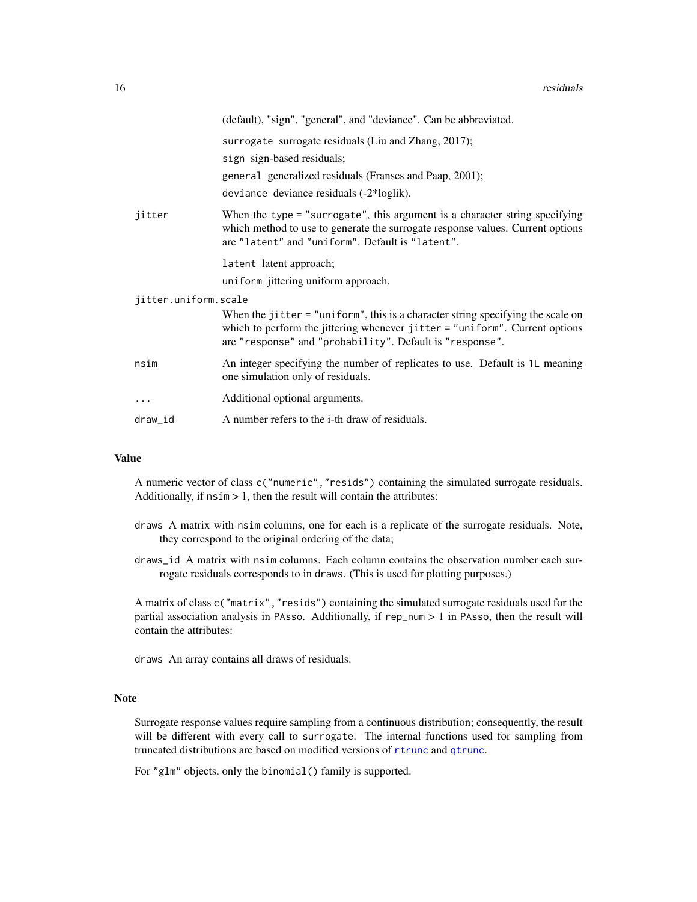(default), "sign", "general", and "deviance". Can be abbreviated.

surrogate surrogate residuals (Liu and Zhang, 2017);

sign sign-based residuals;

general generalized residuals (Franses and Paap, 2001);

deviance deviance residuals (-2*loglik).

jitter
: When the `type = "surrogate"`, this argument is a character string specifying which method to use to generate the surrogate response values. Current options are "latent" and "uniform". Default is "latent".

  latent latent approach;

  uniform jittering uniform approach.

jitter.uniform.scale
: When the `jitter = "uniform"`, this is a character string specifying the scale on which to perform the jittering whenever `jitter = "uniform"`. Current options are "response" and "probability". Default is "response".

nsim
: An integer specifying the number of replicates to use. Default is 1L meaning one simulation only of residuals.

...
: Additional optional arguments.

draw_id
: A number refers to the i-th draw of residuals.

## Value

A numeric vector of class `c("numeric","resids")` containing the simulated surrogate residuals. Additionally, if nsim > 1, then the result will contain the attributes:

draws A matrix with nsim columns, one for each is a replicate of the surrogate residuals. Note, they correspond to the original ordering of the data;

draws_id A matrix with nsim columns. Each column contains the observation number each surrogate residuals corresponds to in draws. (This is used for plotting purposes.)

A matrix of class `c("matrix","resids")` containing the simulated surrogate residuals used for the partial association analysis in PAsso. Additionally, if rep_num > 1 in PAsso, then the result will contain the attributes:

draws An array contains all draws of residuals.

## Note

Surrogate response values require sampling from a continuous distribution; consequently, the result will be different with every call to surrogate. The internal functions used for sampling from truncated distributions are based on modified versions of rtrunc and qtrunc.

For "glm" objects, only the binomial() family is supported.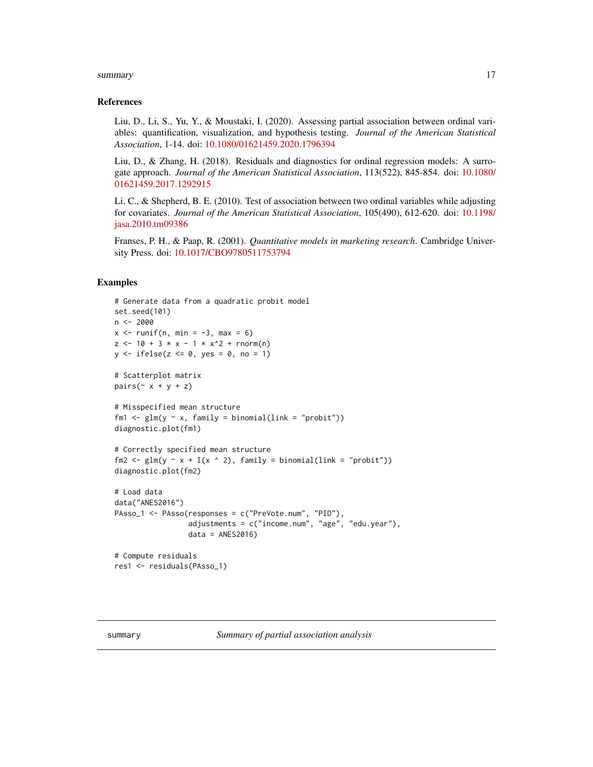## References

Liu, D., Li, S., Yu, Y., & Moustaki, I. (2020). Assessing partial association between ordinal variables: quantification, visualization, and hypothesis testing. *Journal of the American Statistical Association*, 1-14. doi: 10.1080/01621459.2020.1796394

Liu, D., & Zhang, H. (2018). Residuals and diagnostics for ordinal regression models: A surrogate approach. *Journal of the American Statistical Association*, 113(522), 845-854. doi: 10.1080/01621459.2017.1292915

Li, C., & Shepherd, B. E. (2010). Test of association between two ordinal variables while adjusting for covariates. *Journal of the American Statistical Association*, 105(490), 612-620. doi: 10.1198/jasa.2010.tm09386

Franses, P. H., & Paap, R. (2001). *Quantitative models in marketing research*. Cambridge University Press. doi: 10.1017/CBO9780511753794

## Examples

```
# Generate data from a quadratic probit model
set.seed(101)
n <- 2000
x <- runif(n, min = -3, max = 6)
z <- 10 + 3 * x - 1 * x^2 + rnorm(n)
y <- ifelse(z <= 0, yes = 0, no = 1)

# Scatterplot matrix
pairs(~ x + y + z)

# Misspecified mean structure
fm1 <- glm(y ~ x, family = binomial(link = "probit"))
diagnostic.plot(fm1)

# Correctly specified mean structure
fm2 <- glm(y ~ x + I(x ^ 2), family = binomial(link = "probit"))
diagnostic.plot(fm2)

# Load data
data("ANES2016")
PAsso_1 <- PAsso(responses = c("PreVote.num", "PID"),
                 adjustments = c("income.num", "age", "edu.year"),
                 data = ANES2016)

# Compute residuals
res1 <- residuals(PAsso_1)
```

---

summary *Summary of partial association analysis*

---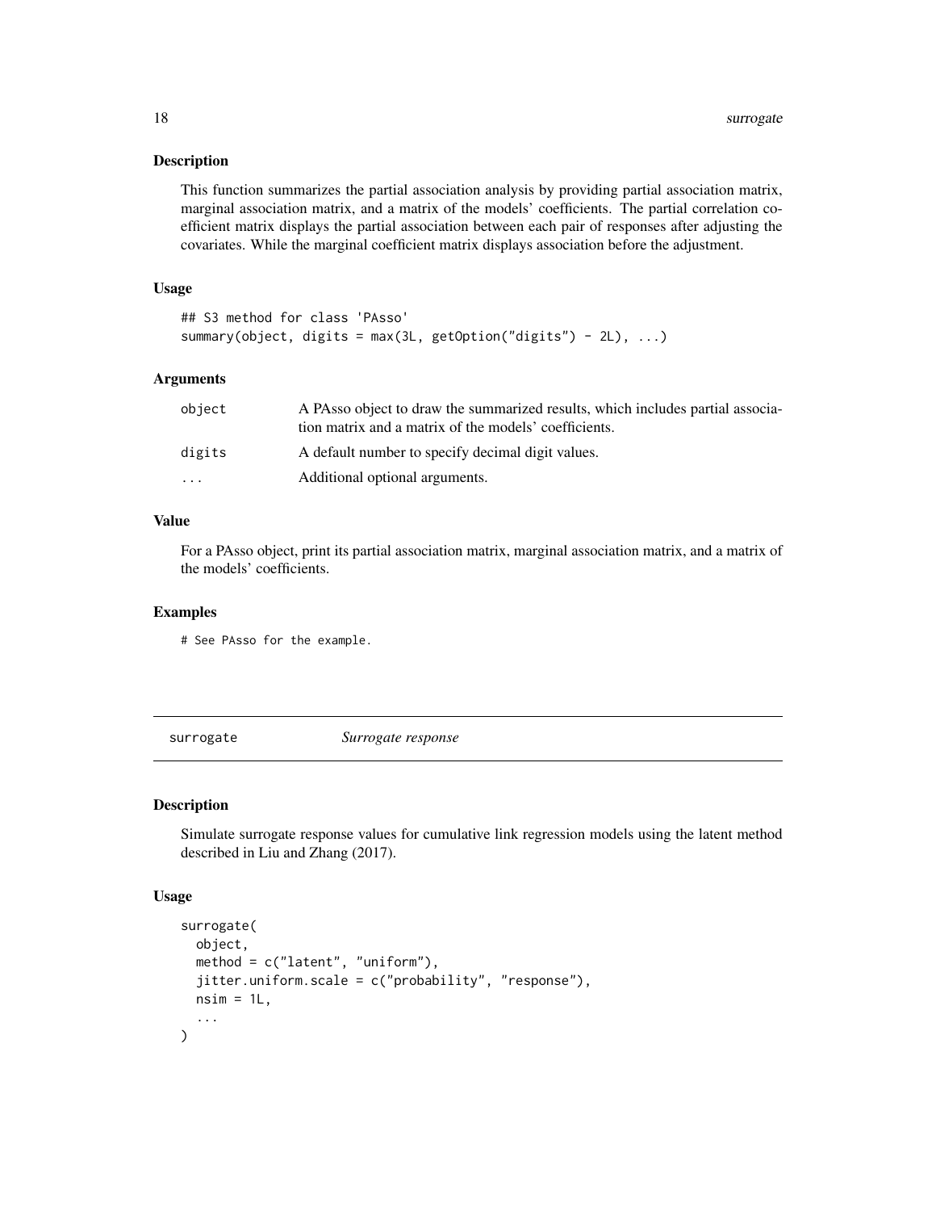## Description

This function summarizes the partial association analysis by providing partial association matrix, marginal association matrix, and a matrix of the models' coefficients. The partial correlation coefficient matrix displays the partial association between each pair of responses after adjusting the covariates. While the marginal coefficient matrix displays association before the adjustment.

## Usage

```
## S3 method for class 'PAsso'
summary(object, digits = max(3L, getOption("digits") - 2L), ...)
```

## Arguments

| | |
|---|---|
| object | A PAsso object to draw the summarized results, which includes partial association matrix and a matrix of the models' coefficients. |
| digits | A default number to specify decimal digit values. |
| ... | Additional optional arguments. |

## Value

For a PAsso object, print its partial association matrix, marginal association matrix, and a matrix of the models' coefficients.

## Examples

```
# See PAsso for the example.
```

---

# surrogate — *Surrogate response*

---

## Description

Simulate surrogate response values for cumulative link regression models using the latent method described in Liu and Zhang (2017).

## Usage

```
surrogate(
  object,
  method = c("latent", "uniform"),
  jitter.uniform.scale = c("probability", "response"),
  nsim = 1L,
  ...
)
```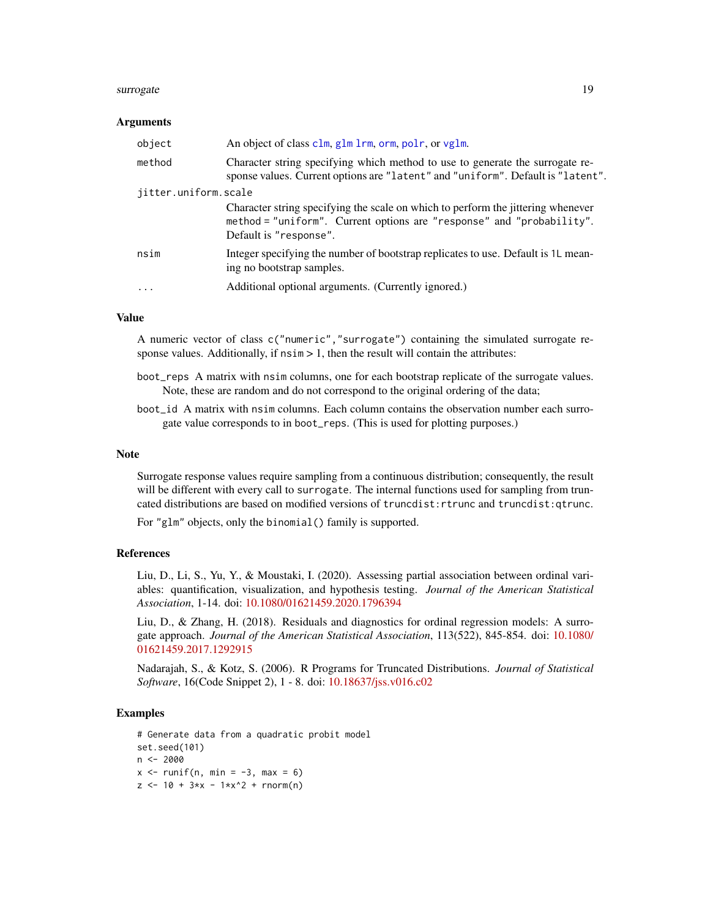### Arguments

| | |
|---|---|
| `object` | An object of class `clm`, `glm` `lrm`, `orm`, `polr`, or `vglm`. |
| `method` | Character string specifying which method to use to generate the surrogate response values. Current options are `"latent"` and `"uniform"`. Default is `"latent"`. |
| `jitter.uniform.scale` | Character string specifying the scale on which to perform the jittering whenever `method = "uniform"`. Current options are `"response"` and `"probability"`. Default is `"response"`. |
| `nsim` | Integer specifying the number of bootstrap replicates to use. Default is `1L` meaning no bootstrap samples. |
| `...` | Additional optional arguments. (Currently ignored.) |

### Value

A numeric vector of class `c("numeric","surrogate")` containing the simulated surrogate response values. Additionally, if `nsim` > 1, then the result will contain the attributes:

`boot_reps` A matrix with `nsim` columns, one for each bootstrap replicate of the surrogate values. Note, these are random and do not correspond to the original ordering of the data;

`boot_id` A matrix with `nsim` columns. Each column contains the observation number each surrogate value corresponds to in `boot_reps`. (This is used for plotting purposes.)

### Note

Surrogate response values require sampling from a continuous distribution; consequently, the result will be different with every call to `surrogate`. The internal functions used for sampling from truncated distributions are based on modified versions of `truncdist:rtrunc` and `truncdist:qtrunc`.

For `"glm"` objects, only the `binomial()` family is supported.

### References

Liu, D., Li, S., Yu, Y., & Moustaki, I. (2020). Assessing partial association between ordinal variables: quantification, visualization, and hypothesis testing. *Journal of the American Statistical Association*, 1-14. doi: 10.1080/01621459.2020.1796394

Liu, D., & Zhang, H. (2018). Residuals and diagnostics for ordinal regression models: A surrogate approach. *Journal of the American Statistical Association*, 113(522), 845-854. doi: 10.1080/01621459.2017.1292915

Nadarajah, S., & Kotz, S. (2006). R Programs for Truncated Distributions. *Journal of Statistical Software*, 16(Code Snippet 2), 1 - 8. doi: 10.18637/jss.v016.c02

### Examples

```
# Generate data from a quadratic probit model
set.seed(101)
n <- 2000
x <- runif(n, min = -3, max = 6)
z <- 10 + 3*x - 1*x^2 + rnorm(n)
```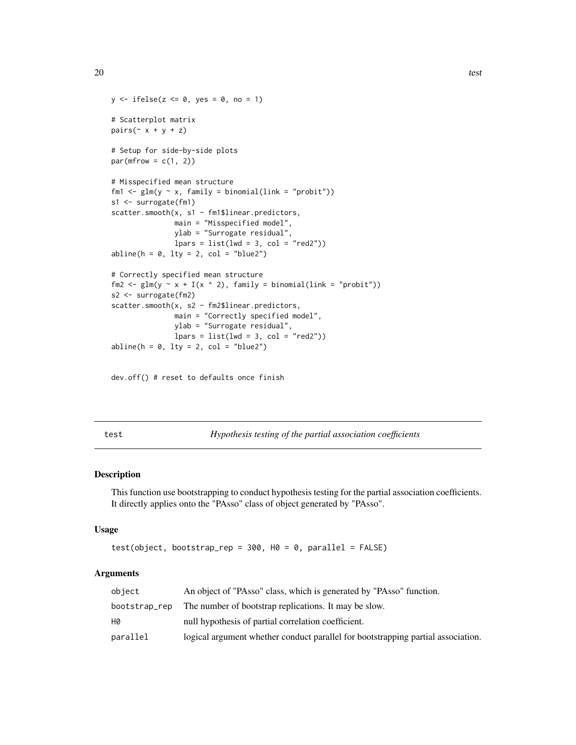```
y <- ifelse(z <= 0, yes = 0, no = 1)

# Scatterplot matrix
pairs(~ x + y + z)

# Setup for side-by-side plots
par(mfrow = c(1, 2))

# Misspecified mean structure
fm1 <- glm(y ~ x, family = binomial(link = "probit"))
s1 <- surrogate(fm1)
scatter.smooth(x, s1 - fm1$linear.predictors,
               main = "Misspecified model",
               ylab = "Surrogate residual",
               lpars = list(lwd = 3, col = "red2"))
abline(h = 0, lty = 2, col = "blue2")

# Correctly specified mean structure
fm2 <- glm(y ~ x + I(x ^ 2), family = binomial(link = "probit"))
s2 <- surrogate(fm2)
scatter.smooth(x, s2 - fm2$linear.predictors,
               main = "Correctly specified model",
               ylab = "Surrogate residual",
               lpars = list(lwd = 3, col = "red2"))
abline(h = 0, lty = 2, col = "blue2")


dev.off() # reset to defaults once finish
```

## test — *Hypothesis testing of the partial association coefficients*

### Description

This function use bootstrapping to conduct hypothesis testing for the partial association coefficients. It directly applies onto the "PAsso" class of object generated by "PAsso".

### Usage

```
test(object, bootstrap_rep = 300, H0 = 0, parallel = FALSE)
```

### Arguments

| | |
|---|---|
| object | An object of "PAsso" class, which is generated by "PAsso" function. |
| bootstrap_rep | The number of bootstrap replications. It may be slow. |
| H0 | null hypothesis of partial correlation coefficient. |
| parallel | logical argument whether conduct parallel for bootstrapping partial association. |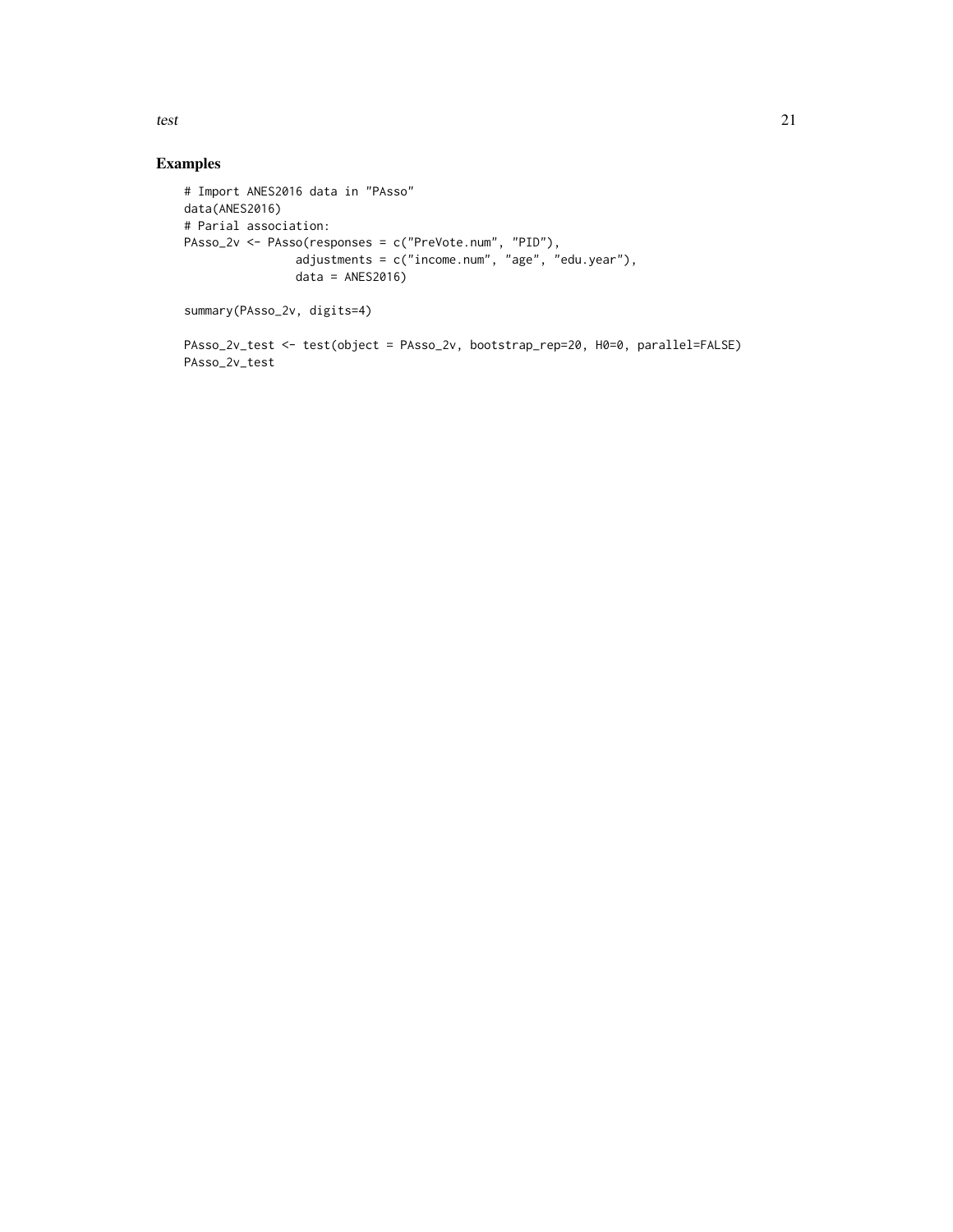## Examples

```
# Import ANES2016 data in "PAsso"
data(ANES2016)
# Parial association:
PAsso_2v <- PAsso(responses = c("PreVote.num", "PID"),
                adjustments = c("income.num", "age", "edu.year"),
                data = ANES2016)

summary(PAsso_2v, digits=4)

PAsso_2v_test <- test(object = PAsso_2v, bootstrap_rep=20, H0=0, parallel=FALSE)
PAsso_2v_test
```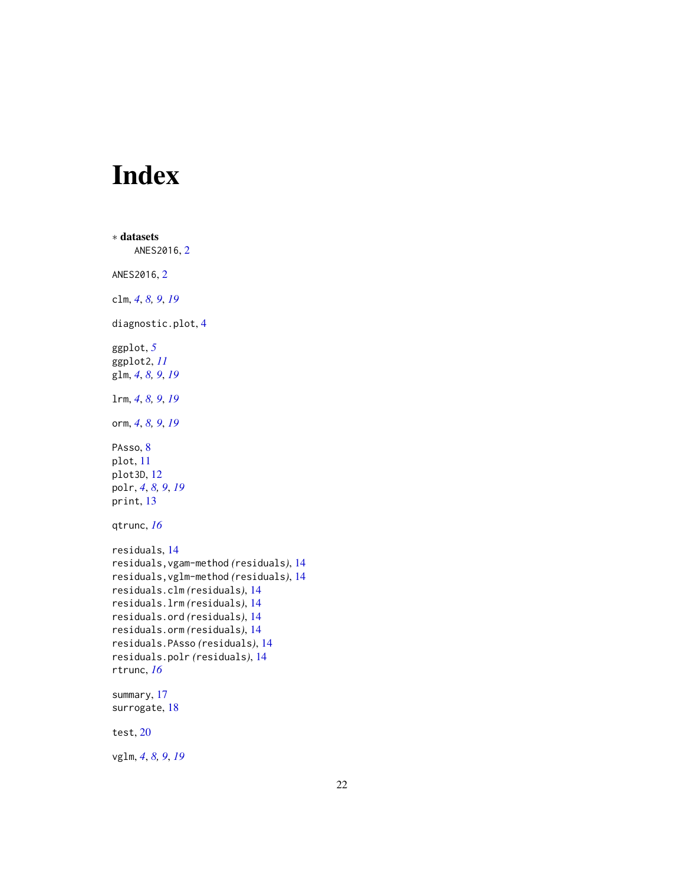# Index

∗ **datasets**
    ANES2016, 2

ANES2016, 2

clm, *4*, *8, 9*, *19*

diagnostic.plot, 4

ggplot, *5*
ggplot2, *11*
glm, *4*, *8, 9*, *19*

lrm, *4*, *8, 9*, *19*

orm, *4*, *8, 9*, *19*

PAsso, 8
plot, 11
plot3D, 12
polr, *4*, *8, 9*, *19*
print, 13

qtrunc, *16*

residuals, 14
residuals,vgam-method *(*residuals*)*, 14
residuals,vglm-method *(*residuals*)*, 14
residuals.clm *(*residuals*)*, 14
residuals.lrm *(*residuals*)*, 14
residuals.ord *(*residuals*)*, 14
residuals.orm *(*residuals*)*, 14
residuals.PAsso *(*residuals*)*, 14
residuals.polr *(*residuals*)*, 14
rtrunc, *16*

summary, 17
surrogate, 18

test, 20

vglm, *4*, *8, 9*, *19*